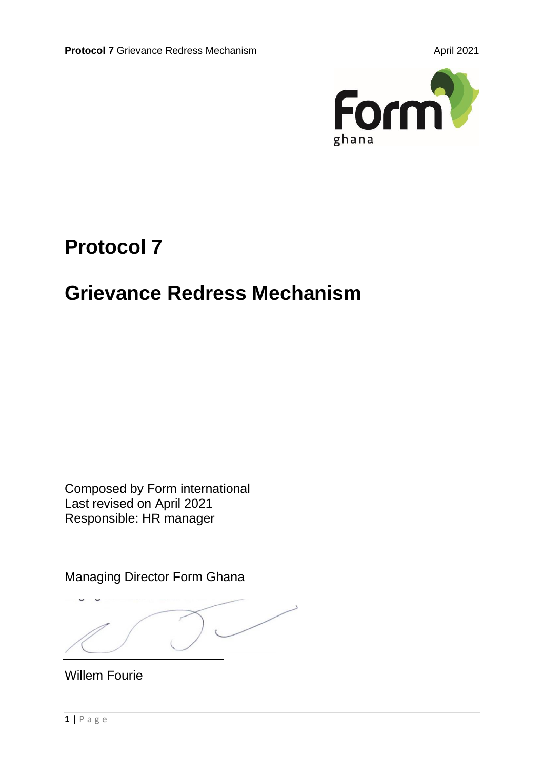# Protocol 7

# Grievance Redress Mechanism

Composed by Form international
Last revised on April 2021
Responsible: HR manager

Managing Director Form Ghana

Willem Fourie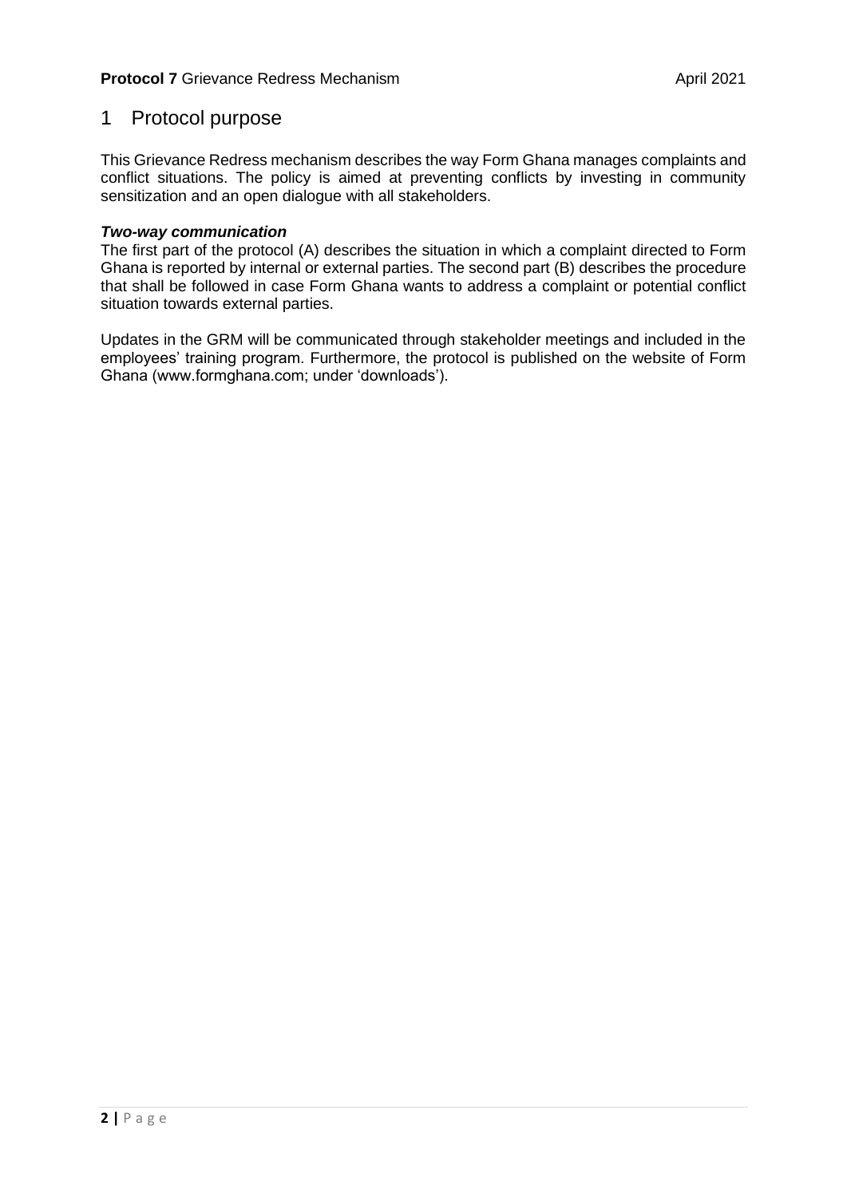# 1 Protocol purpose

This Grievance Redress mechanism describes the way Form Ghana manages complaints and conflict situations. The policy is aimed at preventing conflicts by investing in community sensitization and an open dialogue with all stakeholders.

***Two-way communication***

The first part of the protocol (A) describes the situation in which a complaint directed to Form Ghana is reported by internal or external parties. The second part (B) describes the procedure that shall be followed in case Form Ghana wants to address a complaint or potential conflict situation towards external parties.

Updates in the GRM will be communicated through stakeholder meetings and included in the employees' training program. Furthermore, the protocol is published on the website of Form Ghana (www.formghana.com; under 'downloads').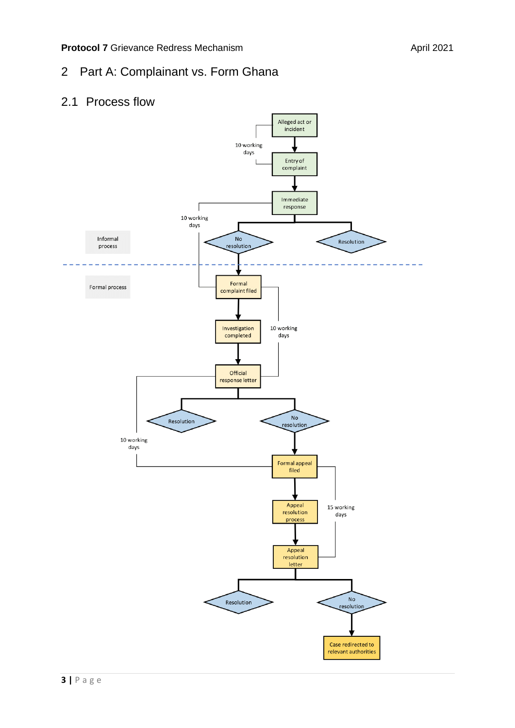## 2 Part A: Complainant vs. Form Ghana

### 2.1 Process flow

Informal process

Alleged act or incident

10 working days

Entry of complaint

Immediate response

10 working days

No resolution

Resolution

Formal process

Formal complaint filed

Investigation completed

10 working days

Official response letter

Resolution

No resolution

10 working days

Formal appeal filed

Appeal resolution process

15 working days

Appeal resolution letter

Resolution

No resolution

Case redirected to relevant authorities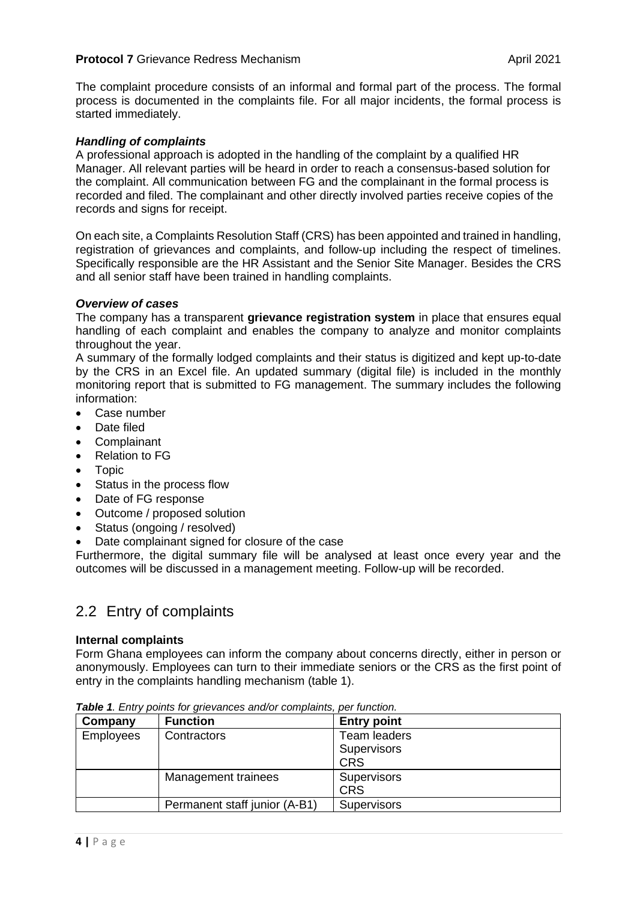The complaint procedure consists of an informal and formal part of the process. The formal process is documented in the complaints file. For all major incidents, the formal process is started immediately.

***Handling of complaints***

A professional approach is adopted in the handling of the complaint by a qualified HR Manager. All relevant parties will be heard in order to reach a consensus-based solution for the complaint. All communication between FG and the complainant in the formal process is recorded and filed. The complainant and other directly involved parties receive copies of the records and signs for receipt.

On each site, a Complaints Resolution Staff (CRS) has been appointed and trained in handling, registration of grievances and complaints, and follow-up including the respect of timelines. Specifically responsible are the HR Assistant and the Senior Site Manager. Besides the CRS and all senior staff have been trained in handling complaints.

***Overview of cases***

The company has a transparent **grievance registration system** in place that ensures equal handling of each complaint and enables the company to analyze and monitor complaints throughout the year.

A summary of the formally lodged complaints and their status is digitized and kept up-to-date by the CRS in an Excel file. An updated summary (digital file) is included in the monthly monitoring report that is submitted to FG management. The summary includes the following information:

- Case number
- Date filed
- Complainant
- Relation to FG
- Topic
- Status in the process flow
- Date of FG response
- Outcome / proposed solution
- Status (ongoing / resolved)
- Date complainant signed for closure of the case

Furthermore, the digital summary file will be analysed at least once every year and the outcomes will be discussed in a management meeting. Follow-up will be recorded.

## 2.2 Entry of complaints

**Internal complaints**

Form Ghana employees can inform the company about concerns directly, either in person or anonymously. Employees can turn to their immediate seniors or the CRS as the first point of entry in the complaints handling mechanism (table 1).

***Table 1**. Entry points for grievances and/or complaints, per function.*

| Company | Function | Entry point |
|---|---|---|
| Employees | Contractors | Team leaders<br>Supervisors<br>CRS |
| | Management trainees | Supervisors<br>CRS |
| | Permanent staff junior (A-B1) | Supervisors |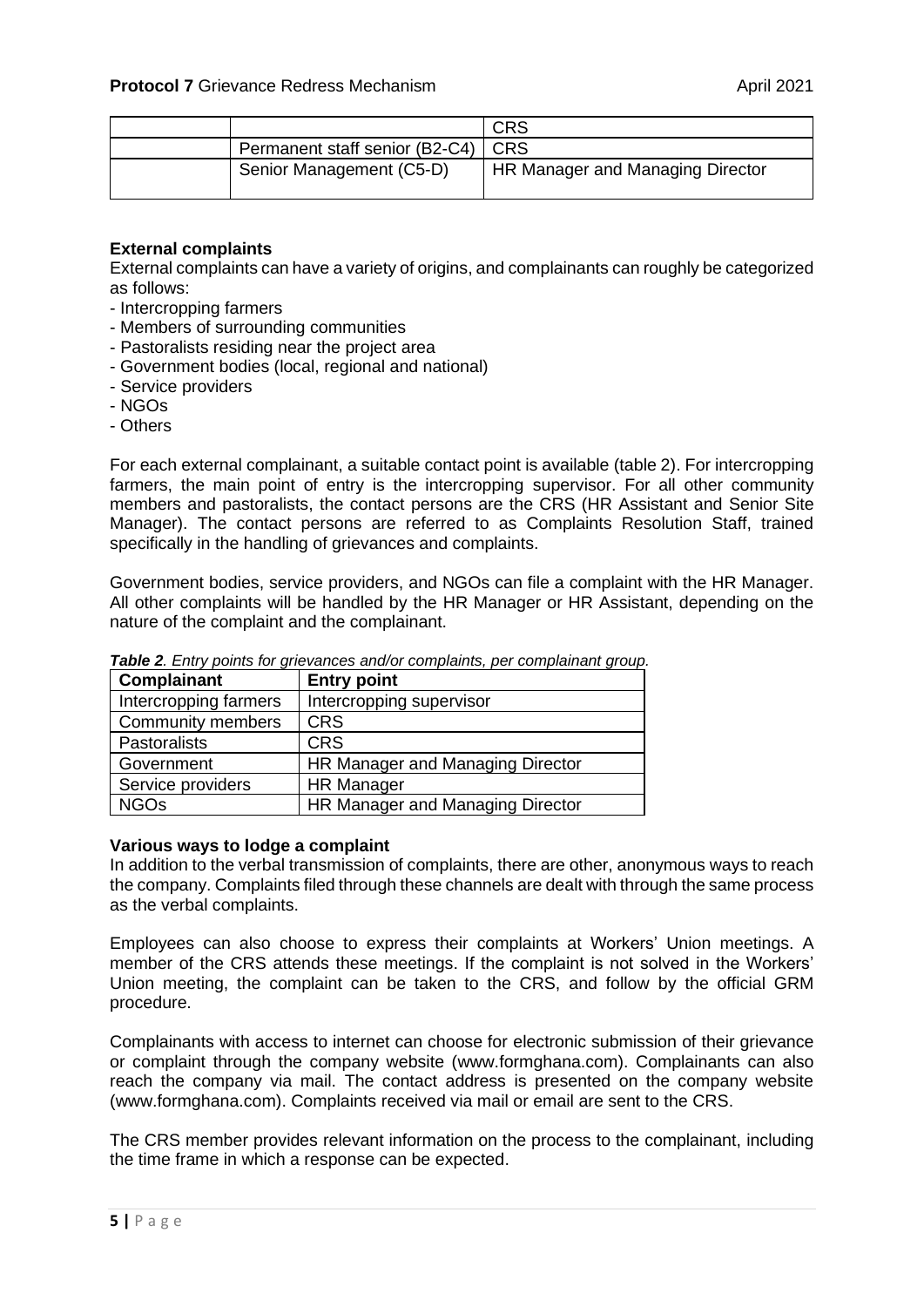|  |  | CRS |
|---|---|---|
|  | Permanent staff senior (B2-C4) | CRS |
|  | Senior Management (C5-D) | HR Manager and Managing Director |

**External complaints**

External complaints can have a variety of origins, and complainants can roughly be categorized as follows:

- Intercropping farmers
- Members of surrounding communities
- Pastoralists residing near the project area
- Government bodies (local, regional and national)
- Service providers
- NGOs
- Others

For each external complainant, a suitable contact point is available (table 2). For intercropping farmers, the main point of entry is the intercropping supervisor. For all other community members and pastoralists, the contact persons are the CRS (HR Assistant and Senior Site Manager). The contact persons are referred to as Complaints Resolution Staff, trained specifically in the handling of grievances and complaints.

Government bodies, service providers, and NGOs can file a complaint with the HR Manager. All other complaints will be handled by the HR Manager or HR Assistant, depending on the nature of the complaint and the complainant.

***Table 2**. Entry points for grievances and/or complaints, per complainant group.*

| Complainant | Entry point |
|---|---|
| Intercropping farmers | Intercropping supervisor |
| Community members | CRS |
| Pastoralists | CRS |
| Government | HR Manager and Managing Director |
| Service providers | HR Manager |
| NGOs | HR Manager and Managing Director |

**Various ways to lodge a complaint**

In addition to the verbal transmission of complaints, there are other, anonymous ways to reach the company. Complaints filed through these channels are dealt with through the same process as the verbal complaints.

Employees can also choose to express their complaints at Workers' Union meetings. A member of the CRS attends these meetings. If the complaint is not solved in the Workers' Union meeting, the complaint can be taken to the CRS, and follow by the official GRM procedure.

Complainants with access to internet can choose for electronic submission of their grievance or complaint through the company website (www.formghana.com). Complainants can also reach the company via mail. The contact address is presented on the company website (www.formghana.com). Complaints received via mail or email are sent to the CRS.

The CRS member provides relevant information on the process to the complainant, including the time frame in which a response can be expected.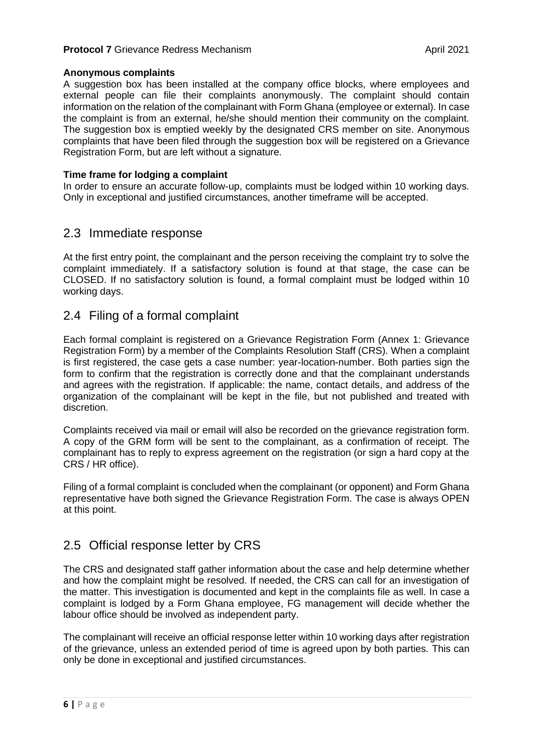**Anonymous complaints**

A suggestion box has been installed at the company office blocks, where employees and external people can file their complaints anonymously. The complaint should contain information on the relation of the complainant with Form Ghana (employee or external). In case the complaint is from an external, he/she should mention their community on the complaint. The suggestion box is emptied weekly by the designated CRS member on site. Anonymous complaints that have been filed through the suggestion box will be registered on a Grievance Registration Form, but are left without a signature.

**Time frame for lodging a complaint**

In order to ensure an accurate follow-up, complaints must be lodged within 10 working days. Only in exceptional and justified circumstances, another timeframe will be accepted.

## 2.3 Immediate response

At the first entry point, the complainant and the person receiving the complaint try to solve the complaint immediately. If a satisfactory solution is found at that stage, the case can be CLOSED. If no satisfactory solution is found, a formal complaint must be lodged within 10 working days.

## 2.4 Filing of a formal complaint

Each formal complaint is registered on a Grievance Registration Form (Annex 1: Grievance Registration Form) by a member of the Complaints Resolution Staff (CRS). When a complaint is first registered, the case gets a case number: year-location-number. Both parties sign the form to confirm that the registration is correctly done and that the complainant understands and agrees with the registration. If applicable: the name, contact details, and address of the organization of the complainant will be kept in the file, but not published and treated with discretion.

Complaints received via mail or email will also be recorded on the grievance registration form. A copy of the GRM form will be sent to the complainant, as a confirmation of receipt. The complainant has to reply to express agreement on the registration (or sign a hard copy at the CRS / HR office).

Filing of a formal complaint is concluded when the complainant (or opponent) and Form Ghana representative have both signed the Grievance Registration Form. The case is always OPEN at this point.

## 2.5 Official response letter by CRS

The CRS and designated staff gather information about the case and help determine whether and how the complaint might be resolved. If needed, the CRS can call for an investigation of the matter. This investigation is documented and kept in the complaints file as well. In case a complaint is lodged by a Form Ghana employee, FG management will decide whether the labour office should be involved as independent party.

The complainant will receive an official response letter within 10 working days after registration of the grievance, unless an extended period of time is agreed upon by both parties. This can only be done in exceptional and justified circumstances.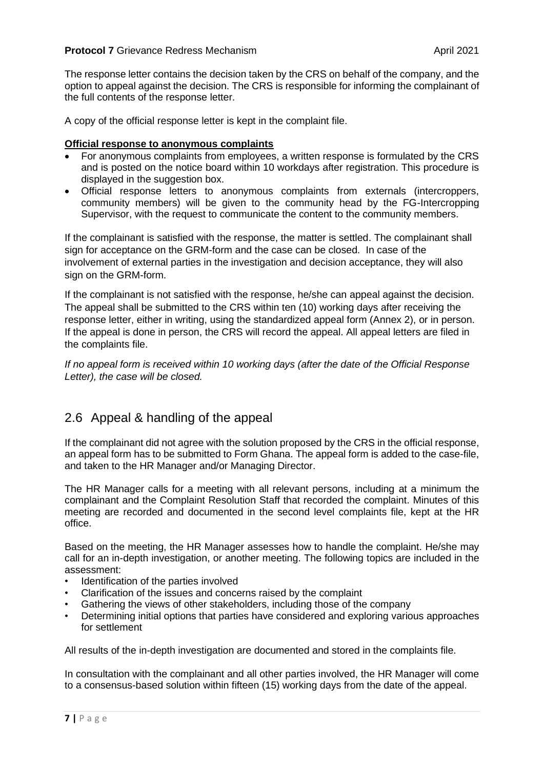The response letter contains the decision taken by the CRS on behalf of the company, and the option to appeal against the decision. The CRS is responsible for informing the complainant of the full contents of the response letter.

A copy of the official response letter is kept in the complaint file.

**Official response to anonymous complaints**

- For anonymous complaints from employees, a written response is formulated by the CRS and is posted on the notice board within 10 workdays after registration. This procedure is displayed in the suggestion box.
- Official response letters to anonymous complaints from externals (intercroppers, community members) will be given to the community head by the FG-Intercropping Supervisor, with the request to communicate the content to the community members.

If the complainant is satisfied with the response, the matter is settled. The complainant shall sign for acceptance on the GRM-form and the case can be closed. In case of the involvement of external parties in the investigation and decision acceptance, they will also sign on the GRM-form.

If the complainant is not satisfied with the response, he/she can appeal against the decision. The appeal shall be submitted to the CRS within ten (10) working days after receiving the response letter, either in writing, using the standardized appeal form (Annex 2), or in person. If the appeal is done in person, the CRS will record the appeal. All appeal letters are filed in the complaints file.

*If no appeal form is received within 10 working days (after the date of the Official Response Letter), the case will be closed.*

## 2.6 Appeal & handling of the appeal

If the complainant did not agree with the solution proposed by the CRS in the official response, an appeal form has to be submitted to Form Ghana. The appeal form is added to the case-file, and taken to the HR Manager and/or Managing Director.

The HR Manager calls for a meeting with all relevant persons, including at a minimum the complainant and the Complaint Resolution Staff that recorded the complaint. Minutes of this meeting are recorded and documented in the second level complaints file, kept at the HR office.

Based on the meeting, the HR Manager assesses how to handle the complaint. He/she may call for an in-depth investigation, or another meeting. The following topics are included in the assessment:

- Identification of the parties involved
- Clarification of the issues and concerns raised by the complaint
- Gathering the views of other stakeholders, including those of the company
- Determining initial options that parties have considered and exploring various approaches for settlement

All results of the in-depth investigation are documented and stored in the complaints file.

In consultation with the complainant and all other parties involved, the HR Manager will come to a consensus-based solution within fifteen (15) working days from the date of the appeal.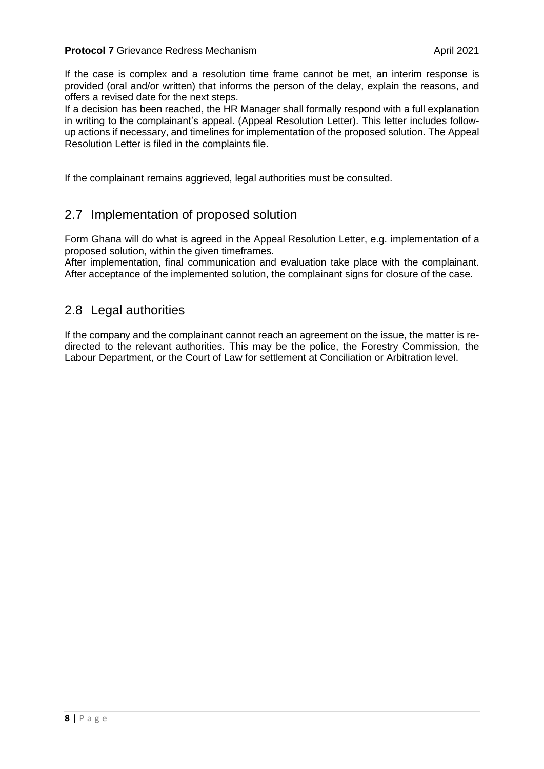If the case is complex and a resolution time frame cannot be met, an interim response is provided (oral and/or written) that informs the person of the delay, explain the reasons, and offers a revised date for the next steps.
If a decision has been reached, the HR Manager shall formally respond with a full explanation in writing to the complainant's appeal. (Appeal Resolution Letter). This letter includes follow-up actions if necessary, and timelines for implementation of the proposed solution. The Appeal Resolution Letter is filed in the complaints file.

If the complainant remains aggrieved, legal authorities must be consulted.

## 2.7 Implementation of proposed solution

Form Ghana will do what is agreed in the Appeal Resolution Letter, e.g. implementation of a proposed solution, within the given timeframes.
After implementation, final communication and evaluation take place with the complainant. After acceptance of the implemented solution, the complainant signs for closure of the case.

## 2.8 Legal authorities

If the company and the complainant cannot reach an agreement on the issue, the matter is re-directed to the relevant authorities. This may be the police, the Forestry Commission, the Labour Department, or the Court of Law for settlement at Conciliation or Arbitration level.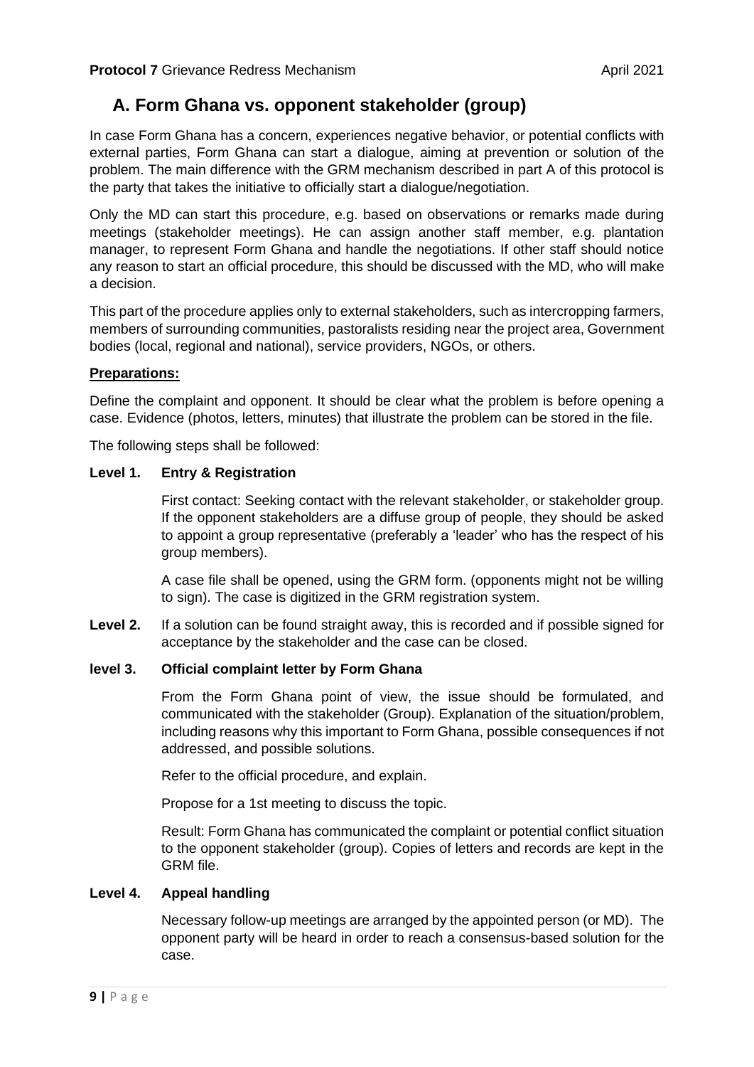## A. Form Ghana vs. opponent stakeholder (group)

In case Form Ghana has a concern, experiences negative behavior, or potential conflicts with external parties, Form Ghana can start a dialogue, aiming at prevention or solution of the problem. The main difference with the GRM mechanism described in part A of this protocol is the party that takes the initiative to officially start a dialogue/negotiation.

Only the MD can start this procedure, e.g. based on observations or remarks made during meetings (stakeholder meetings). He can assign another staff member, e.g. plantation manager, to represent Form Ghana and handle the negotiations. If other staff should notice any reason to start an official procedure, this should be discussed with the MD, who will make a decision.

This part of the procedure applies only to external stakeholders, such as intercropping farmers, members of surrounding communities, pastoralists residing near the project area, Government bodies (local, regional and national), service providers, NGOs, or others.

**Preparations:**

Define the complaint and opponent. It should be clear what the problem is before opening a case. Evidence (photos, letters, minutes) that illustrate the problem can be stored in the file.

The following steps shall be followed:

**Level 1. Entry & Registration**

First contact: Seeking contact with the relevant stakeholder, or stakeholder group. If the opponent stakeholders are a diffuse group of people, they should be asked to appoint a group representative (preferably a 'leader' who has the respect of his group members).

A case file shall be opened, using the GRM form. (opponents might not be willing to sign). The case is digitized in the GRM registration system.

**Level 2.** If a solution can be found straight away, this is recorded and if possible signed for acceptance by the stakeholder and the case can be closed.

**level 3. Official complaint letter by Form Ghana**

From the Form Ghana point of view, the issue should be formulated, and communicated with the stakeholder (Group). Explanation of the situation/problem, including reasons why this important to Form Ghana, possible consequences if not addressed, and possible solutions.

Refer to the official procedure, and explain.

Propose for a 1st meeting to discuss the topic.

Result: Form Ghana has communicated the complaint or potential conflict situation to the opponent stakeholder (group). Copies of letters and records are kept in the GRM file.

**Level 4. Appeal handling**

Necessary follow-up meetings are arranged by the appointed person (or MD). The opponent party will be heard in order to reach a consensus-based solution for the case.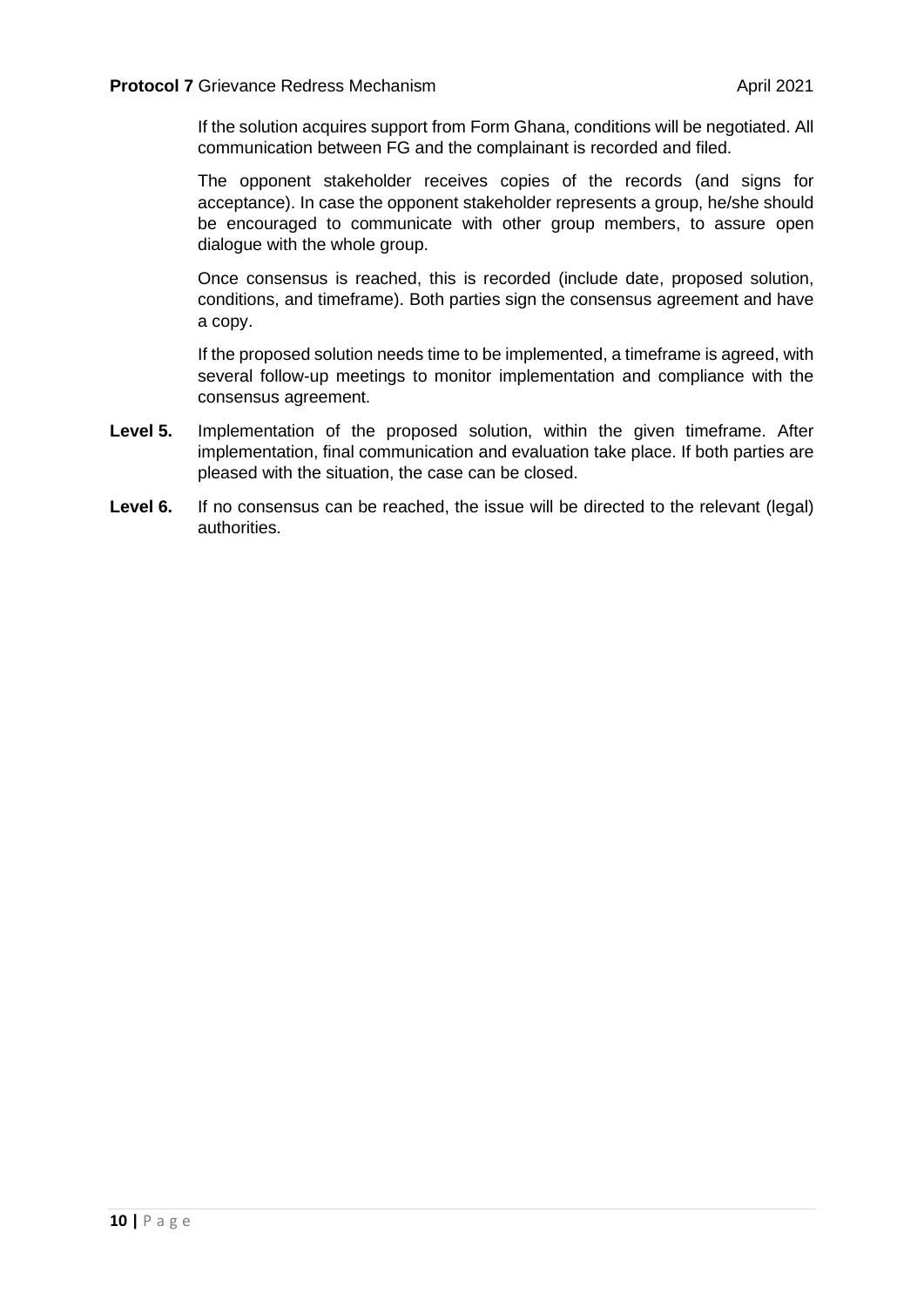If the solution acquires support from Form Ghana, conditions will be negotiated. All communication between FG and the complainant is recorded and filed.

The opponent stakeholder receives copies of the records (and signs for acceptance). In case the opponent stakeholder represents a group, he/she should be encouraged to communicate with other group members, to assure open dialogue with the whole group.

Once consensus is reached, this is recorded (include date, proposed solution, conditions, and timeframe). Both parties sign the consensus agreement and have a copy.

If the proposed solution needs time to be implemented, a timeframe is agreed, with several follow-up meetings to monitor implementation and compliance with the consensus agreement.

**Level 5.** Implementation of the proposed solution, within the given timeframe. After implementation, final communication and evaluation take place. If both parties are pleased with the situation, the case can be closed.

**Level 6.** If no consensus can be reached, the issue will be directed to the relevant (legal) authorities.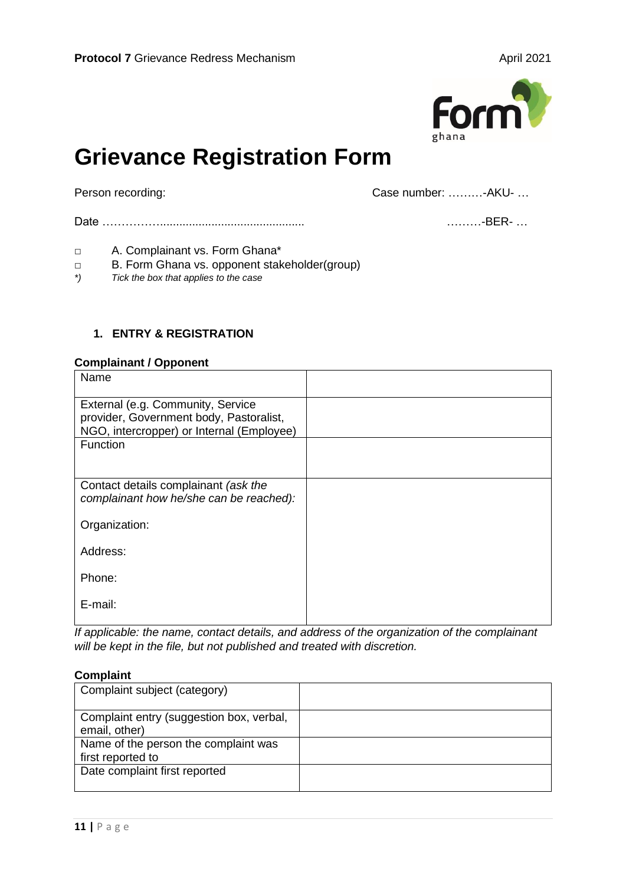# Grievance Registration Form

Person recording: Case number: ………-AKU- …

Date ……………............................................. ………-BER- …

□ A. Complainant vs. Form Ghana*

□ B. Form Ghana vs. opponent stakeholder(group)

*) *Tick the box that applies to the case*

## 1. ENTRY & REGISTRATION

**Complainant / Opponent**

| | |
|---|---|
| Name | |
| External (e.g. Community, Service provider, Government body, Pastoralist, NGO, intercropper) or Internal (Employee) | |
| Function | |
| Contact details complainant *(ask the complainant how he/she can be reached):*<br><br>Organization:<br><br>Address:<br><br>Phone:<br><br>E-mail: | |

*If applicable: the name, contact details, and address of the organization of the complainant will be kept in the file, but not published and treated with discretion.*

**Complaint**

| | |
|---|---|
| Complaint subject (category) | |
| Complaint entry (suggestion box, verbal, email, other) | |
| Name of the person the complaint was first reported to | |
| Date complaint first reported | |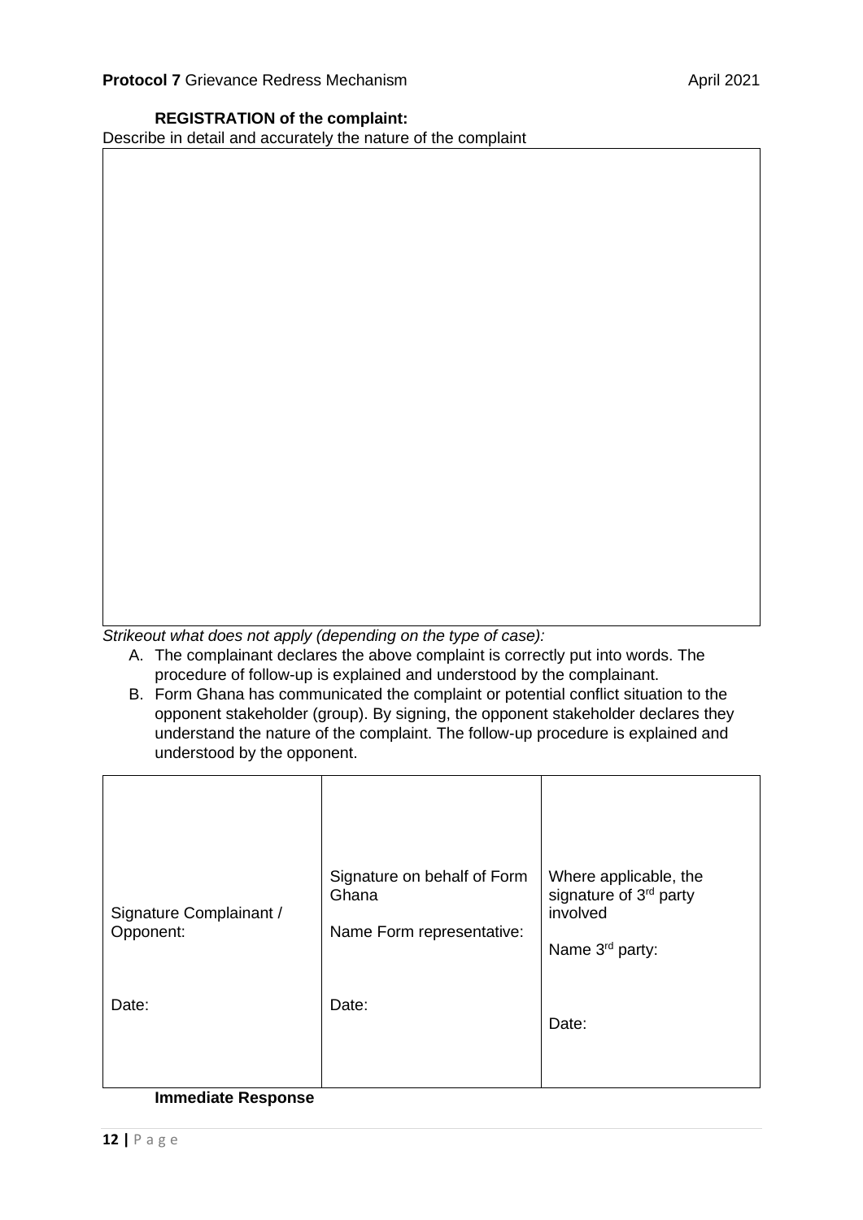**REGISTRATION of the complaint:**

Describe in detail and accurately the nature of the complaint

| |
|---|
| |

*Strikeout what does not apply (depending on the type of case):*

A. The complainant declares the above complaint is correctly put into words. The procedure of follow-up is explained and understood by the complainant.
B. Form Ghana has communicated the complaint or potential conflict situation to the opponent stakeholder (group). By signing, the opponent stakeholder declares they understand the nature of the complaint. The follow-up procedure is explained and understood by the opponent.

| Signature Complainant / Opponent:<br><br>Date: | Signature on behalf of Form Ghana<br><br>Name Form representative:<br><br>Date: | Where applicable, the signature of 3rd party involved<br><br>Name 3rd party:<br><br>Date: |
|---|---|---|

**Immediate Response**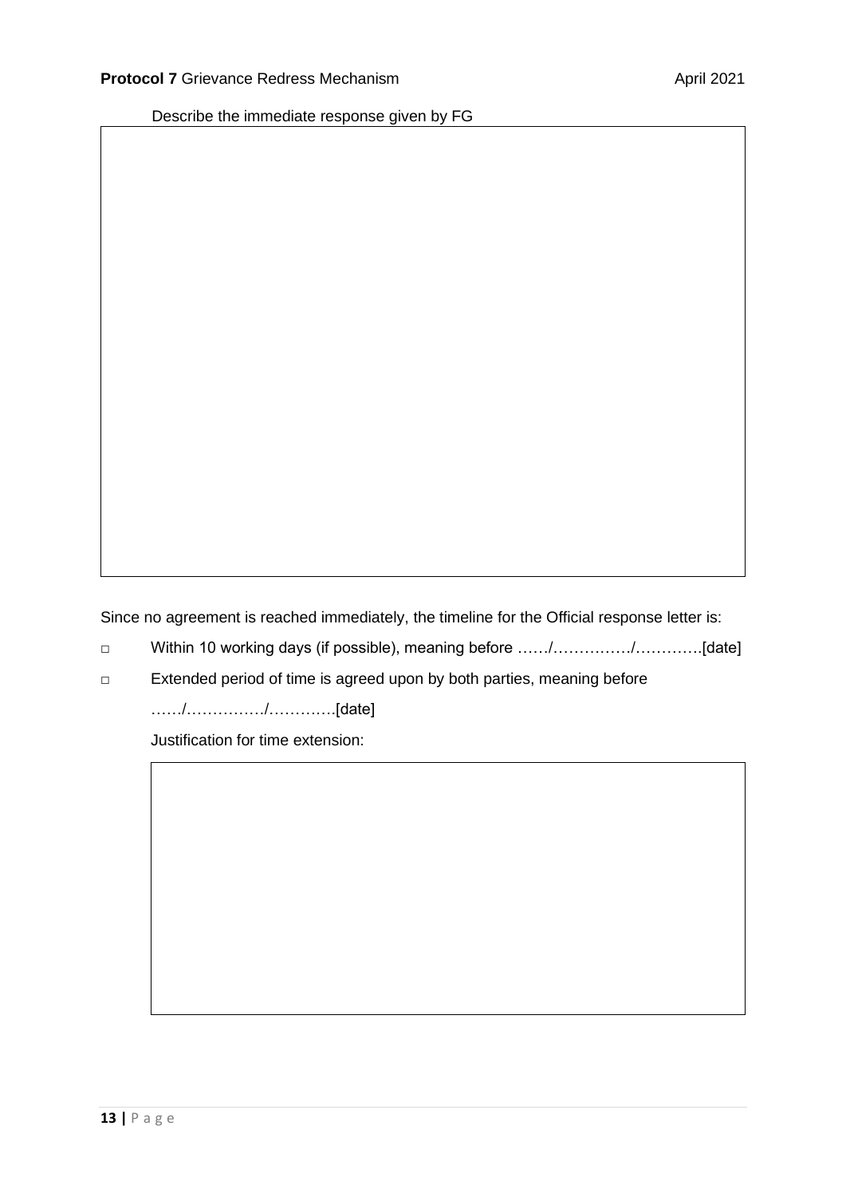Describe the immediate response given by FG

| |
|---|
| |

Since no agreement is reached immediately, the timeline for the Official response letter is:

- □ Within 10 working days (if possible), meaning before ……/……………/………….[date]
- □ Extended period of time is agreed upon by both parties, meaning before ……/……………/………….[date]

  Justification for time extension:

| |
|---|
| |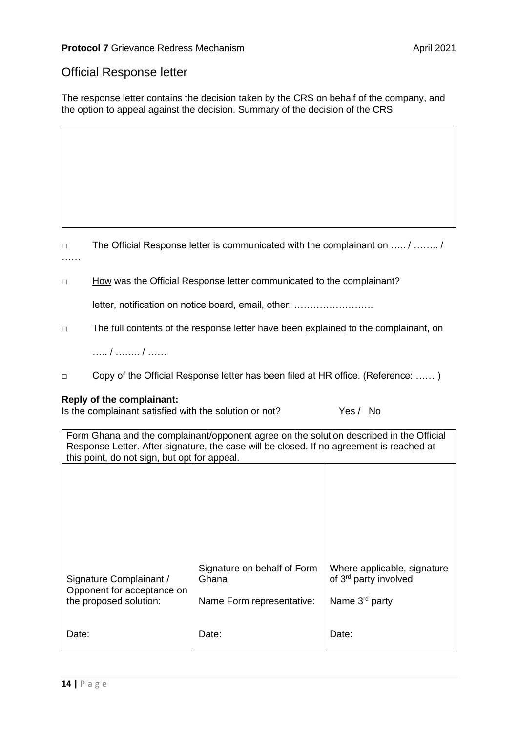## Official Response letter

The response letter contains the decision taken by the CRS on behalf of the company, and the option to appeal against the decision. Summary of the decision of the CRS:

| |
|---|
| |

□ The Official Response letter is communicated with the complainant on ….. / …….. / ……

□ How was the Official Response letter communicated to the complainant?

letter, notification on notice board, email, other: …………………….

□ The full contents of the response letter have been explained to the complainant, on

….. / …….. / ……

□ Copy of the Official Response letter has been filed at HR office. (Reference: …… )

**Reply of the complainant:**

Is the complainant satisfied with the solution or not? Yes / No

| Form Ghana and the complainant/opponent agree on the solution described in the Official Response Letter. After signature, the case will be closed. If no agreement is reached at this point, do not sign, but opt for appeal. | | |
|---|---|---|
| Signature Complainant / Opponent for acceptance on the proposed solution:<br><br>Date: | Signature on behalf of Form Ghana<br><br>Name Form representative:<br><br>Date: | Where applicable, signature of 3rd party involved<br><br>Name 3rd party:<br><br>Date: |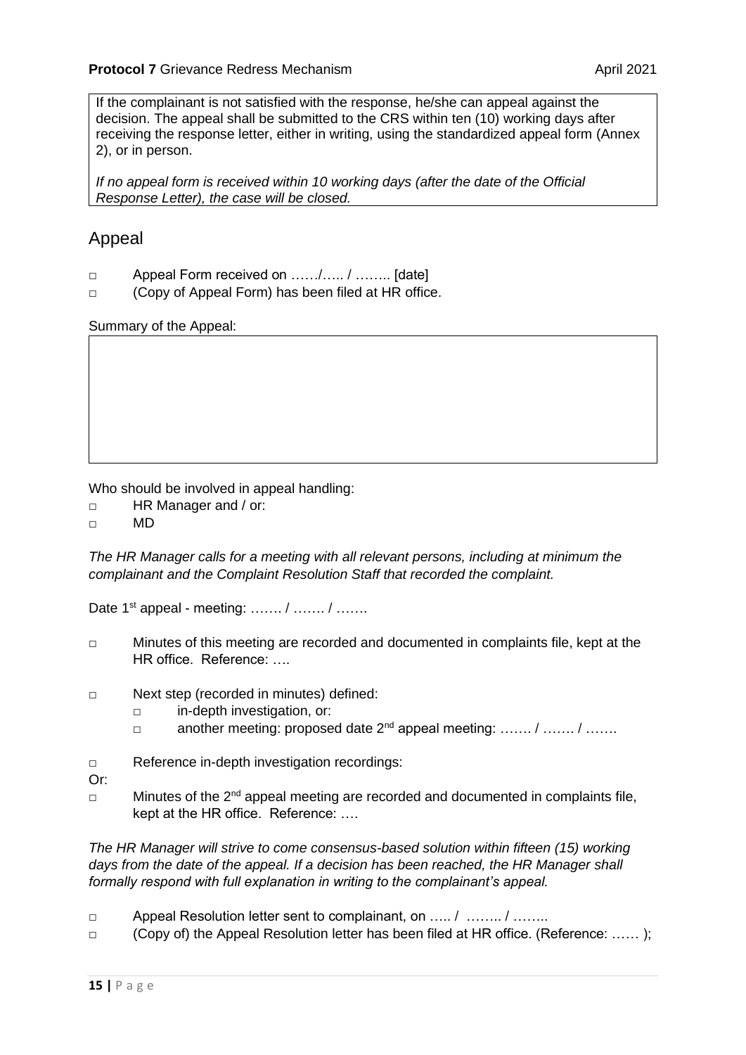If the complainant is not satisfied with the response, he/she can appeal against the decision. The appeal shall be submitted to the CRS within ten (10) working days after receiving the response letter, either in writing, using the standardized appeal form (Annex 2), or in person.

*If no appeal form is received within 10 working days (after the date of the Official Response Letter), the case will be closed.*

## Appeal

- □ Appeal Form received on ……/….. / …….. [date]
- □ (Copy of Appeal Form) has been filed at HR office.

Summary of the Appeal:

| |
|---|
| |

Who should be involved in appeal handling:

- □ HR Manager and / or:
- □ MD

*The HR Manager calls for a meeting with all relevant persons, including at minimum the complainant and the Complaint Resolution Staff that recorded the complaint.*

Date 1st appeal - meeting: ……. / ……. / …….

- □ Minutes of this meeting are recorded and documented in complaints file, kept at the HR office. Reference: ….
- □ Next step (recorded in minutes) defined:
  - □ in-depth investigation, or:
  - □ another meeting: proposed date 2nd appeal meeting: ……. / ……. / …….
- □ Reference in-depth investigation recordings:

Or:

- □ Minutes of the 2nd appeal meeting are recorded and documented in complaints file, kept at the HR office. Reference: ….

*The HR Manager will strive to come consensus-based solution within fifteen (15) working days from the date of the appeal. If a decision has been reached, the HR Manager shall formally respond with full explanation in writing to the complainant's appeal.*

- □ Appeal Resolution letter sent to complainant, on ….. / …….. / ……..
- □ (Copy of) the Appeal Resolution letter has been filed at HR office. (Reference: …… );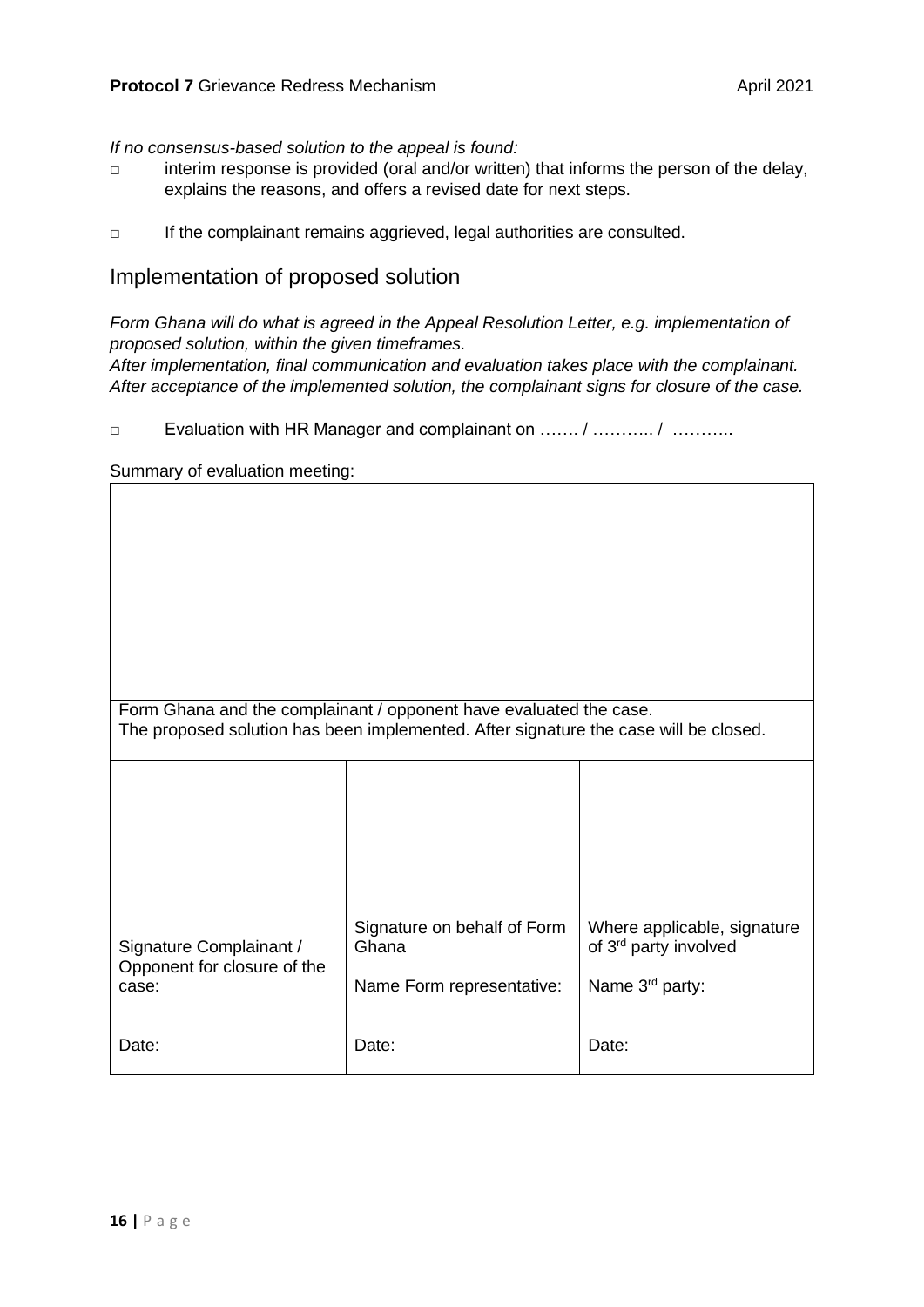*If no consensus-based solution to the appeal is found:*

- □ interim response is provided (oral and/or written) that informs the person of the delay, explains the reasons, and offers a revised date for next steps.
- □ If the complainant remains aggrieved, legal authorities are consulted.

## Implementation of proposed solution

*Form Ghana will do what is agreed in the Appeal Resolution Letter, e.g. implementation of proposed solution, within the given timeframes.*
*After implementation, final communication and evaluation takes place with the complainant. After acceptance of the implemented solution, the complainant signs for closure of the case.*

- □ Evaluation with HR Manager and complainant on ……. / ……….. / ………..

Summary of evaluation meeting:

| | | |
|---|---|---|
| | | |
| Form Ghana and the complainant / opponent have evaluated the case. The proposed solution has been implemented. After signature the case will be closed. | | |
| Signature Complainant / Opponent for closure of the case:<br><br>Date: | Signature on behalf of Form Ghana<br><br>Name Form representative:<br><br>Date: | Where applicable, signature of 3rd party involved<br><br>Name 3rd party:<br><br>Date: |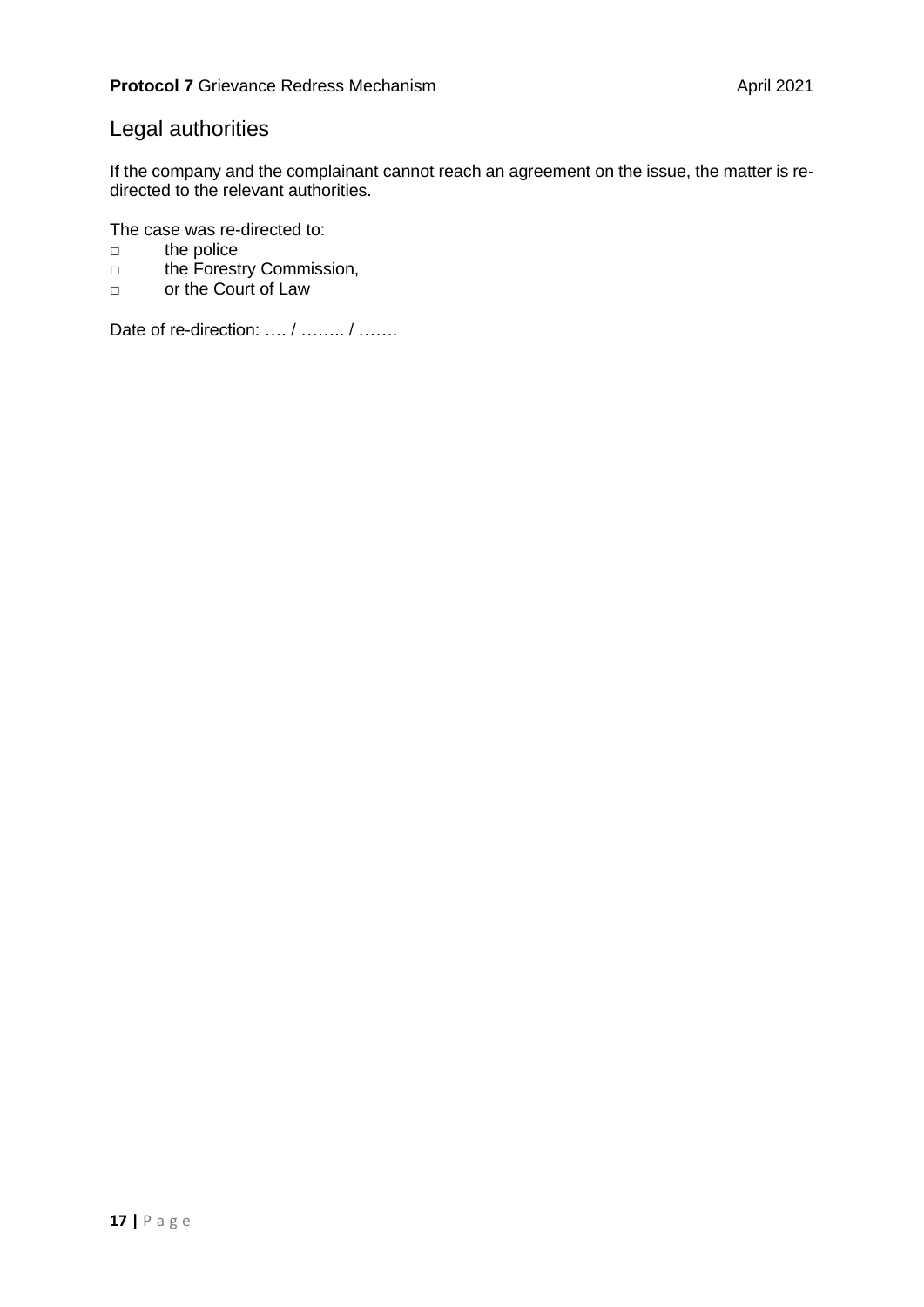## Legal authorities

If the company and the complainant cannot reach an agreement on the issue, the matter is re-directed to the relevant authorities.

The case was re-directed to:

- □ the police
- □ the Forestry Commission,
- □ or the Court of Law

Date of re-direction: …. / …….. / …….